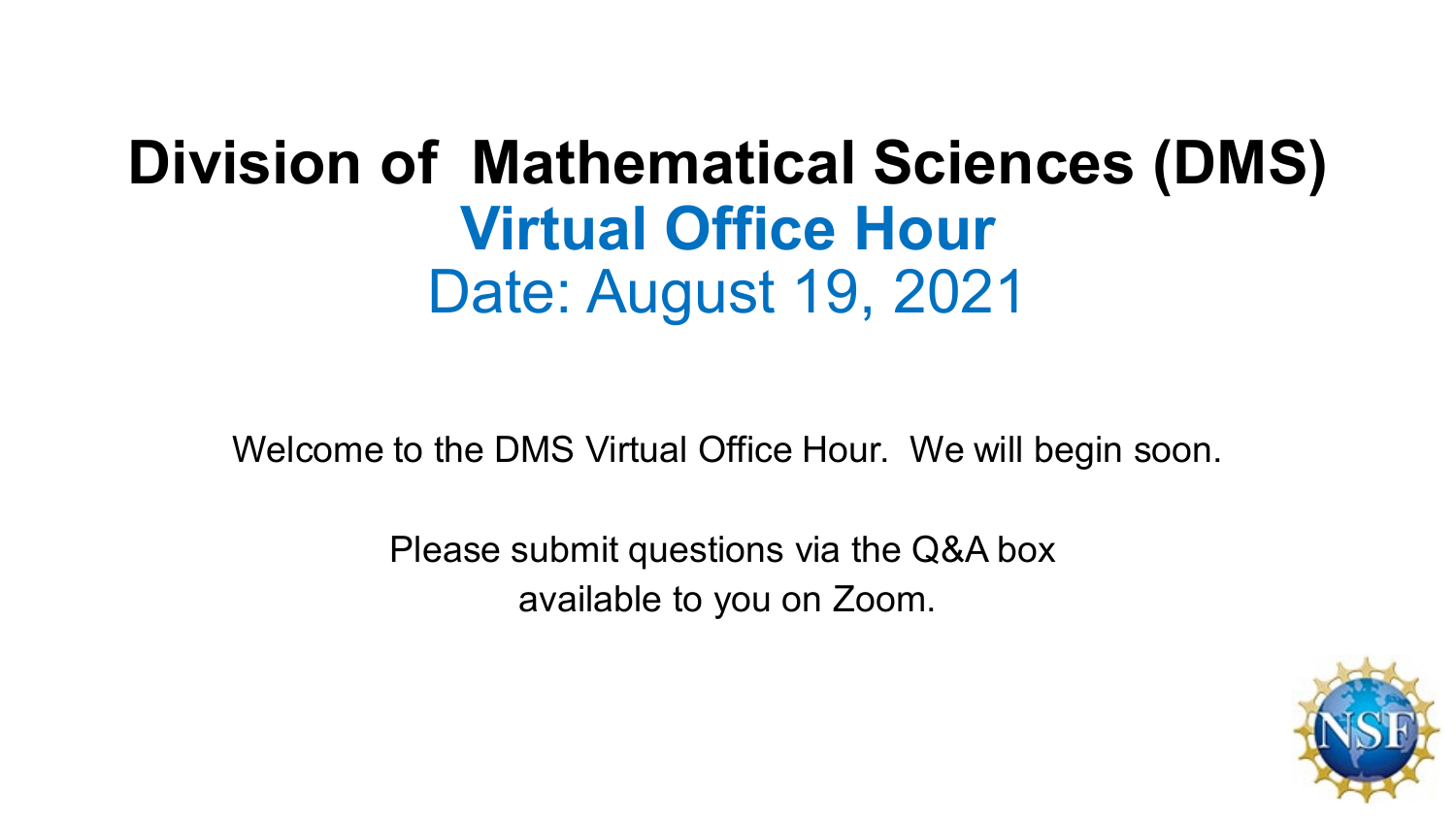# Division of Mathematical Sciences (DMS)

## Virtual Office Hour

Date: August 19, 2021

Welcome to the DMS Virtual Office Hour. We will begin soon.

Please submit questions via the Q&A box available to you on Zoom.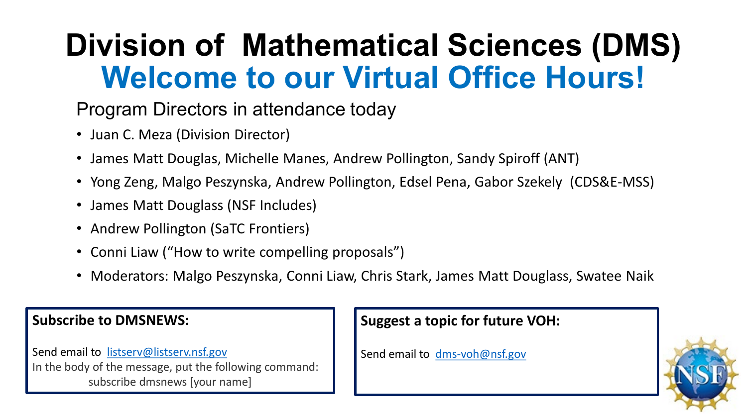# Division of Mathematical Sciences (DMS)

## Welcome to our Virtual Office Hours!

Program Directors in attendance today

- Juan C. Meza (Division Director)
- James Matt Douglas, Michelle Manes, Andrew Pollington, Sandy Spiroff (ANT)
- Yong Zeng, Malgo Peszynska, Andrew Pollington, Edsel Pena, Gabor Szekely (CDS&E-MSS)
- James Matt Douglass (NSF Includes)
- Andrew Pollington (SaTC Frontiers)
- Conni Liaw ("How to write compelling proposals")
- Moderators: Malgo Peszynska, Conni Liaw, Chris Stark, James Matt Douglass, Swatee Naik

**Subscribe to DMSNEWS:**

Send email to listserv@listserv.nsf.gov
In the body of the message, put the following command:
subscribe dmsnews [your name]

**Suggest a topic for future VOH:**

Send email to dms-voh@nsf.gov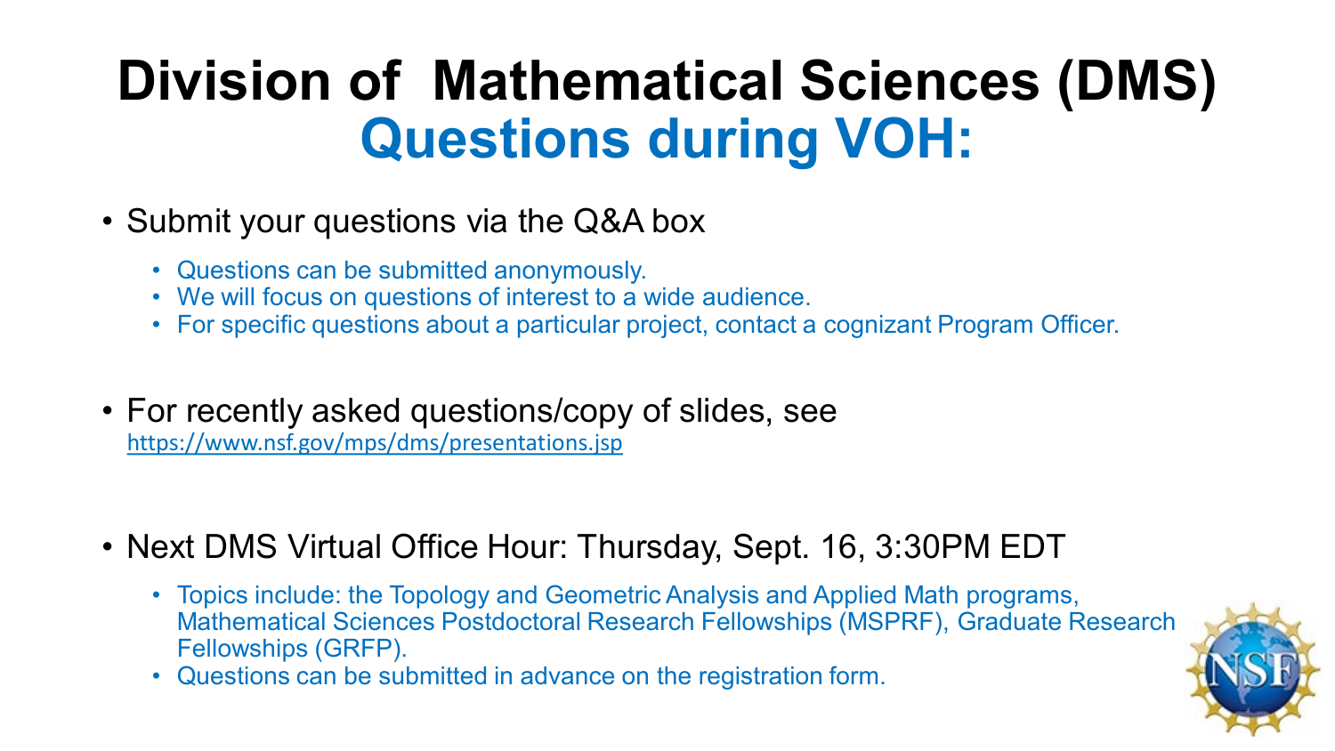# Division of Mathematical Sciences (DMS)
## Questions during VOH:

- Submit your questions via the Q&A box
  - Questions can be submitted anonymously.
  - We will focus on questions of interest to a wide audience.
  - For specific questions about a particular project, contact a cognizant Program Officer.

- For recently asked questions/copy of slides, see https://www.nsf.gov/mps/dms/presentations.jsp

- Next DMS Virtual Office Hour: Thursday, Sept. 16, 3:30PM EDT
  - Topics include: the Topology and Geometric Analysis and Applied Math programs, Mathematical Sciences Postdoctoral Research Fellowships (MSPRF), Graduate Research Fellowships (GRFP).
  - Questions can be submitted in advance on the registration form.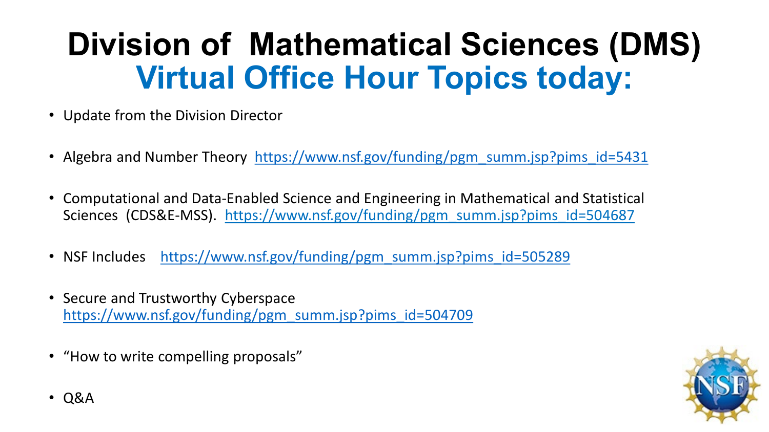# Division of Mathematical Sciences (DMS)

## Virtual Office Hour Topics today:

- Update from the Division Director
- Algebra and Number Theory https://www.nsf.gov/funding/pgm_summ.jsp?pims_id=5431
- Computational and Data-Enabled Science and Engineering in Mathematical and Statistical Sciences (CDS&E-MSS). https://www.nsf.gov/funding/pgm_summ.jsp?pims_id=504687
- NSF Includes https://www.nsf.gov/funding/pgm_summ.jsp?pims_id=505289
- Secure and Trustworthy Cyberspace https://www.nsf.gov/funding/pgm_summ.jsp?pims_id=504709
- "How to write compelling proposals"
- Q&A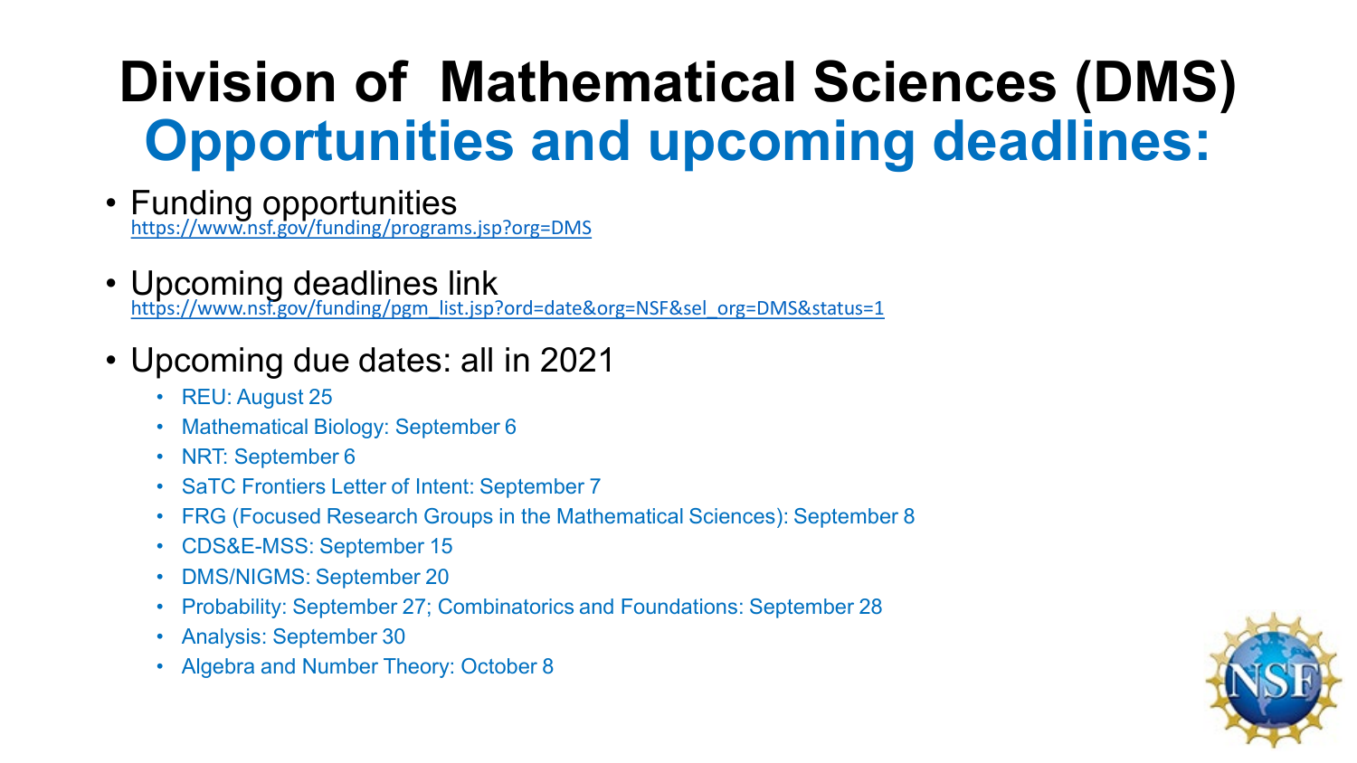# Division of Mathematical Sciences (DMS)
## Opportunities and upcoming deadlines:

- Funding opportunities
  https://www.nsf.gov/funding/programs.jsp?org=DMS

- Upcoming deadlines link
  https://www.nsf.gov/funding/pgm_list.jsp?ord=date&org=NSF&sel_org=DMS&status=1

- Upcoming due dates: all in 2021
  - REU: August 25
  - Mathematical Biology: September 6
  - NRT: September 6
  - SaTC Frontiers Letter of Intent: September 7
  - FRG (Focused Research Groups in the Mathematical Sciences): September 8
  - CDS&E-MSS: September 15
  - DMS/NIGMS: September 20
  - Probability: September 27; Combinatorics and Foundations: September 28
  - Analysis: September 30
  - Algebra and Number Theory: October 8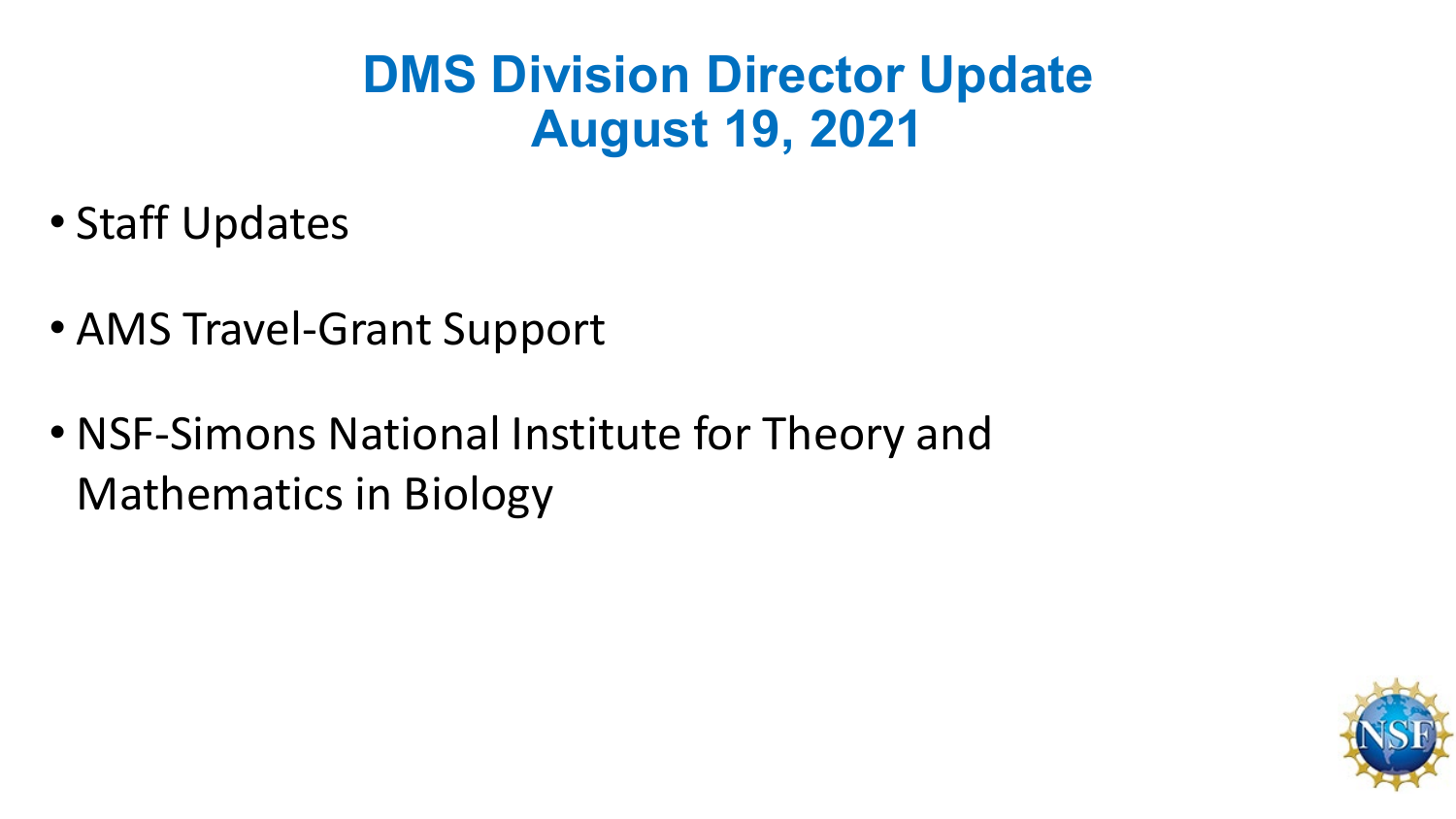# DMS Division Director Update
# August 19, 2021

- Staff Updates
- AMS Travel-Grant Support
- NSF-Simons National Institute for Theory and Mathematics in Biology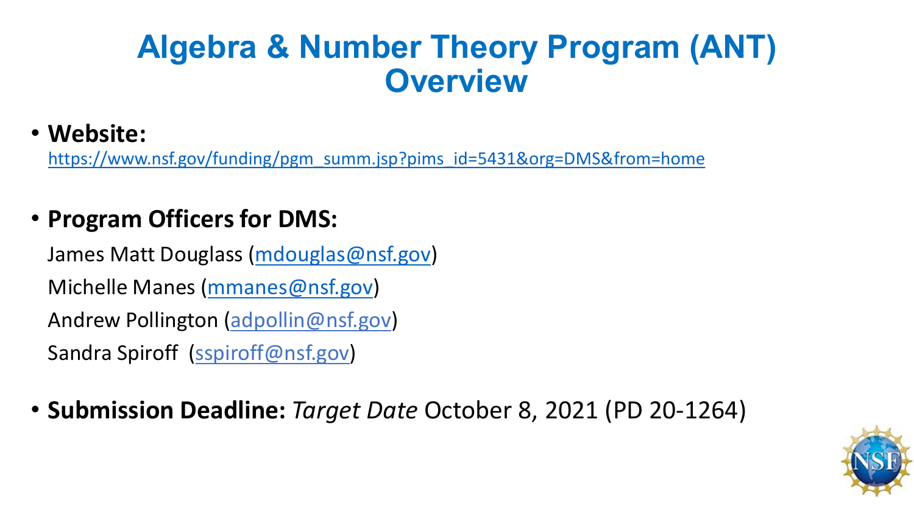# Algebra & Number Theory Program (ANT) Overview

- **Website:**
  https://www.nsf.gov/funding/pgm_summ.jsp?pims_id=5431&org=DMS&from=home

- **Program Officers for DMS:**

  James Matt Douglass (mdouglas@nsf.gov)

  Michelle Manes (mmanes@nsf.gov)

  Andrew Pollington (adpollin@nsf.gov)

  Sandra Spiroff (sspiroff@nsf.gov)

- **Submission Deadline:** *Target Date* October 8, 2021 (PD 20-1264)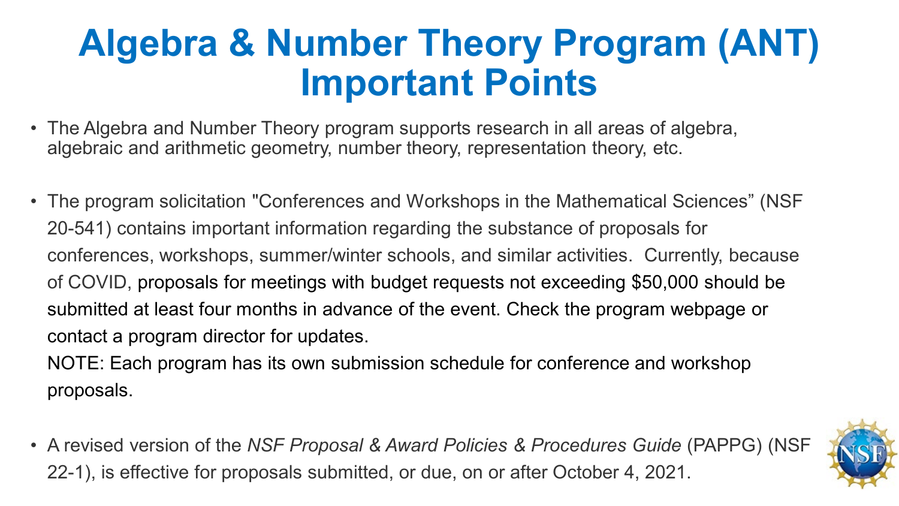# Algebra & Number Theory Program (ANT) Important Points

- The Algebra and Number Theory program supports research in all areas of algebra, algebraic and arithmetic geometry, number theory, representation theory, etc.

- The program solicitation "Conferences and Workshops in the Mathematical Sciences" (NSF 20-541) contains important information regarding the substance of proposals for conferences, workshops, summer/winter schools, and similar activities. Currently, because of COVID, proposals for meetings with budget requests not exceeding $50,000 should be submitted at least four months in advance of the event. Check the program webpage or contact a program director for updates.
  NOTE: Each program has its own submission schedule for conference and workshop proposals.

- A revised version of the *NSF Proposal & Award Policies & Procedures Guide* (PAPPG) (NSF 22-1), is effective for proposals submitted, or due, on or after October 4, 2021.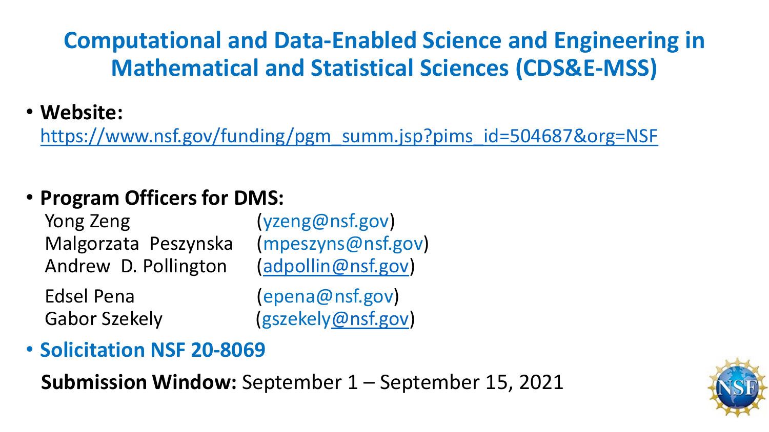# Computational and Data-Enabled Science and Engineering in Mathematical and Statistical Sciences (CDS&E-MSS)

- **Website:** https://www.nsf.gov/funding/pgm_summ.jsp?pims_id=504687&org=NSF

- **Program Officers for DMS:**

  Yong Zeng (yzeng@nsf.gov)
  Malgorzata Peszynska (mpeszyns@nsf.gov)
  Andrew D. Pollington (adpollin@nsf.gov)
  Edsel Pena (epena@nsf.gov)
  Gabor Szekely (gszekely@nsf.gov)

- **Solicitation NSF 20-8069**

  **Submission Window:** September 1 – September 15, 2021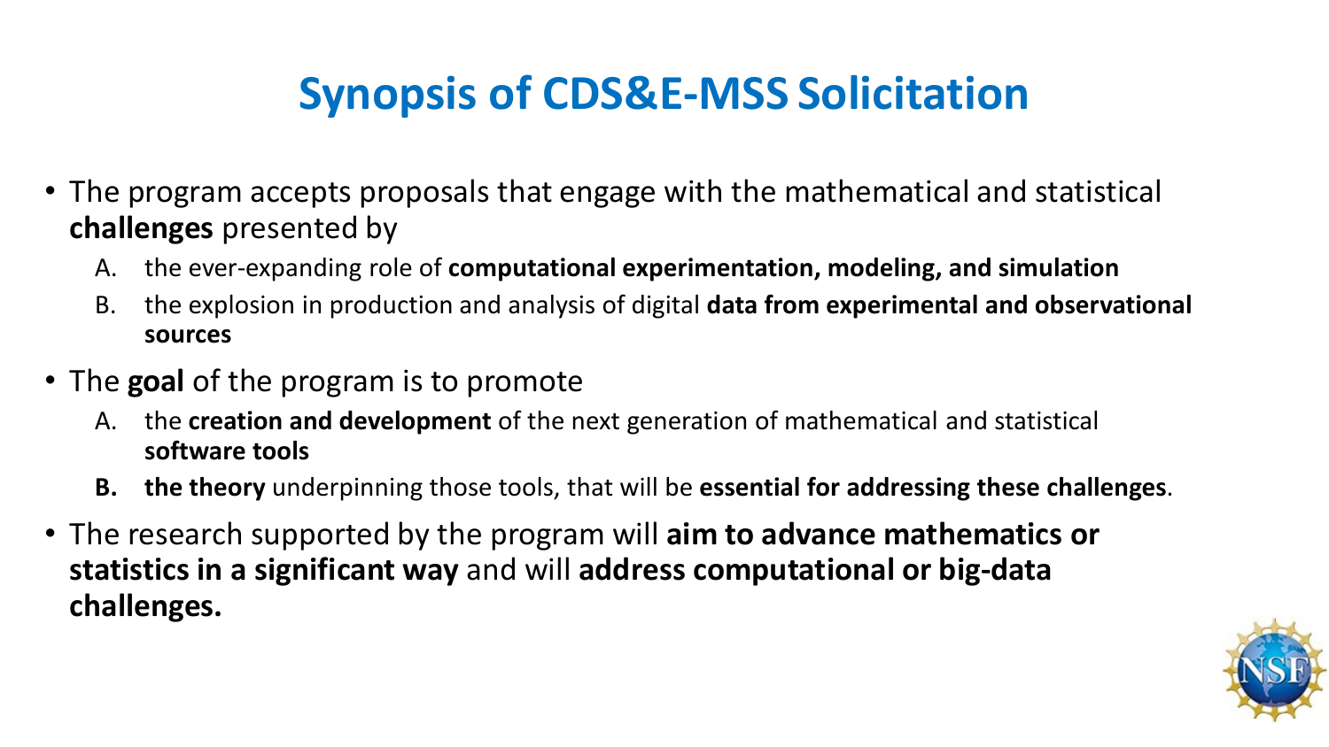# Synopsis of CDS&E-MSS Solicitation

- The program accepts proposals that engage with the mathematical and statistical **challenges** presented by
  - A. the ever-expanding role of **computational experimentation, modeling, and simulation**
  - B. the explosion in production and analysis of digital **data from experimental and observational sources**
- The **goal** of the program is to promote
  - A. the **creation and development** of the next generation of mathematical and statistical **software tools**
  - **B. the theory** underpinning those tools, that will be **essential for addressing these challenges**.
- The research supported by the program will **aim to advance mathematics or statistics in a significant way** and will **address computational or big-data challenges.**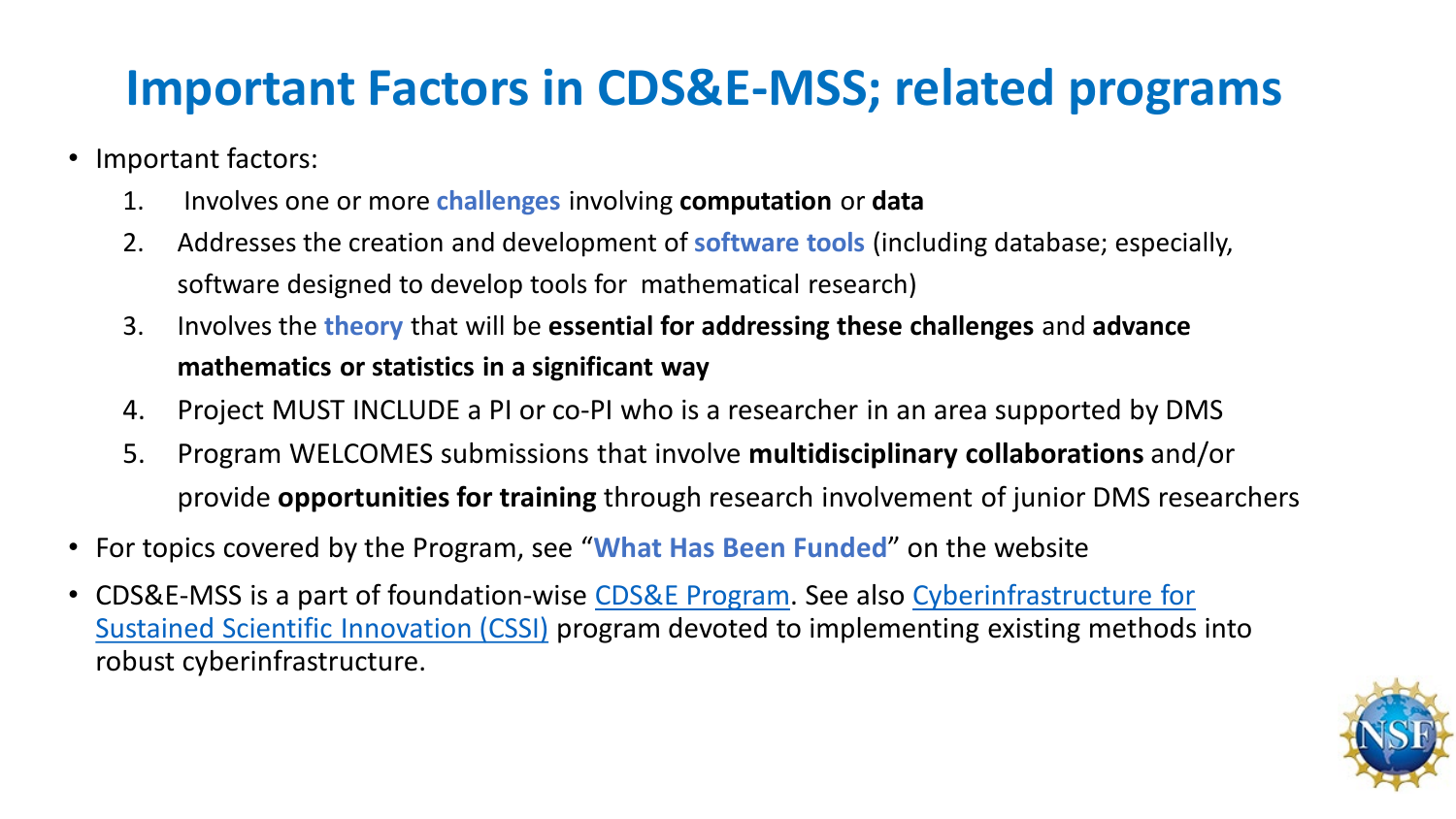# Important Factors in CDS&E-MSS; related programs

- Important factors:
  1. Involves one or more **challenges** involving **computation** or **data**
  2. Addresses the creation and development of **software tools** (including database; especially, software designed to develop tools for mathematical research)
  3. Involves the **theory** that will be **essential for addressing these challenges** and **advance mathematics or statistics in a significant way**
  4. Project MUST INCLUDE a PI or co-PI who is a researcher in an area supported by DMS
  5. Program WELCOMES submissions that involve **multidisciplinary collaborations** and/or provide **opportunities for training** through research involvement of junior DMS researchers
- For topics covered by the Program, see "**What Has Been Funded**" on the website
- CDS&E-MSS is a part of foundation-wise CDS&E Program. See also Cyberinfrastructure for Sustained Scientific Innovation (CSSI) program devoted to implementing existing methods into robust cyberinfrastructure.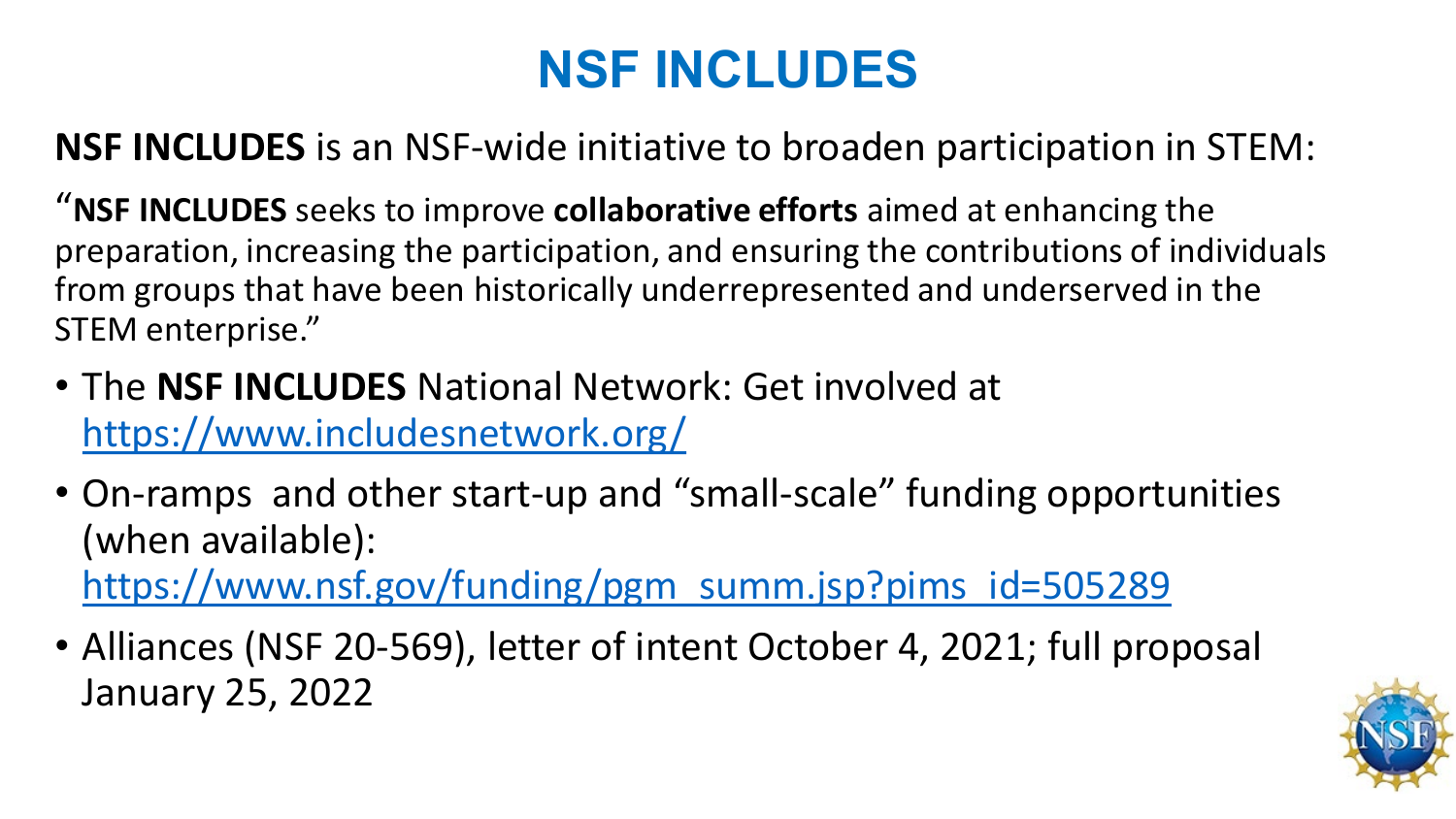# NSF INCLUDES

**NSF INCLUDES** is an NSF-wide initiative to broaden participation in STEM:

"**NSF INCLUDES** seeks to improve **collaborative efforts** aimed at enhancing the preparation, increasing the participation, and ensuring the contributions of individuals from groups that have been historically underrepresented and underserved in the STEM enterprise."

- The **NSF INCLUDES** National Network: Get involved at https://www.includesnetwork.org/
- On-ramps and other start-up and "small-scale" funding opportunities (when available): https://www.nsf.gov/funding/pgm_summ.jsp?pims_id=505289
- Alliances (NSF 20-569), letter of intent October 4, 2021; full proposal January 25, 2022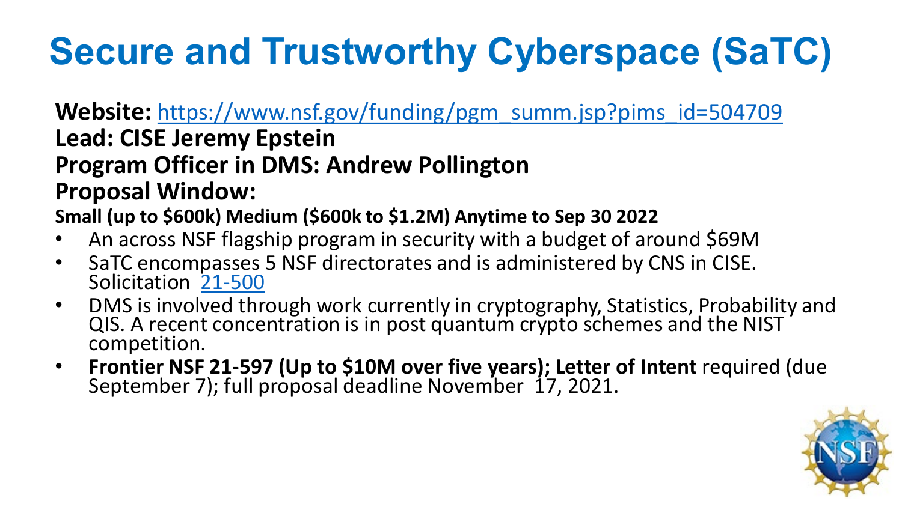# Secure and Trustworthy Cyberspace (SaTC)

**Website:** [https://www.nsf.gov/funding/pgm_summ.jsp?pims_id=504709](https://www.nsf.gov/funding/pgm_summ.jsp?pims_id=504709)
**Lead: CISE Jeremy Epstein**
**Program Officer in DMS: Andrew Pollington**
**Proposal Window:**

**Small (up to $600k) Medium ($600k to $1.2M) Anytime to Sep 30 2022**

- An across NSF flagship program in security with a budget of around $69M
- SaTC encompasses 5 NSF directorates and is administered by CNS in CISE. Solicitation [21-500](21-500)
- DMS is involved through work currently in cryptography, Statistics, Probability and QIS. A recent concentration is in post quantum crypto schemes and the NIST competition.
- **Frontier NSF 21-597 (Up to $10M over five years); Letter of Intent** required (due September 7); full proposal deadline November 17, 2021.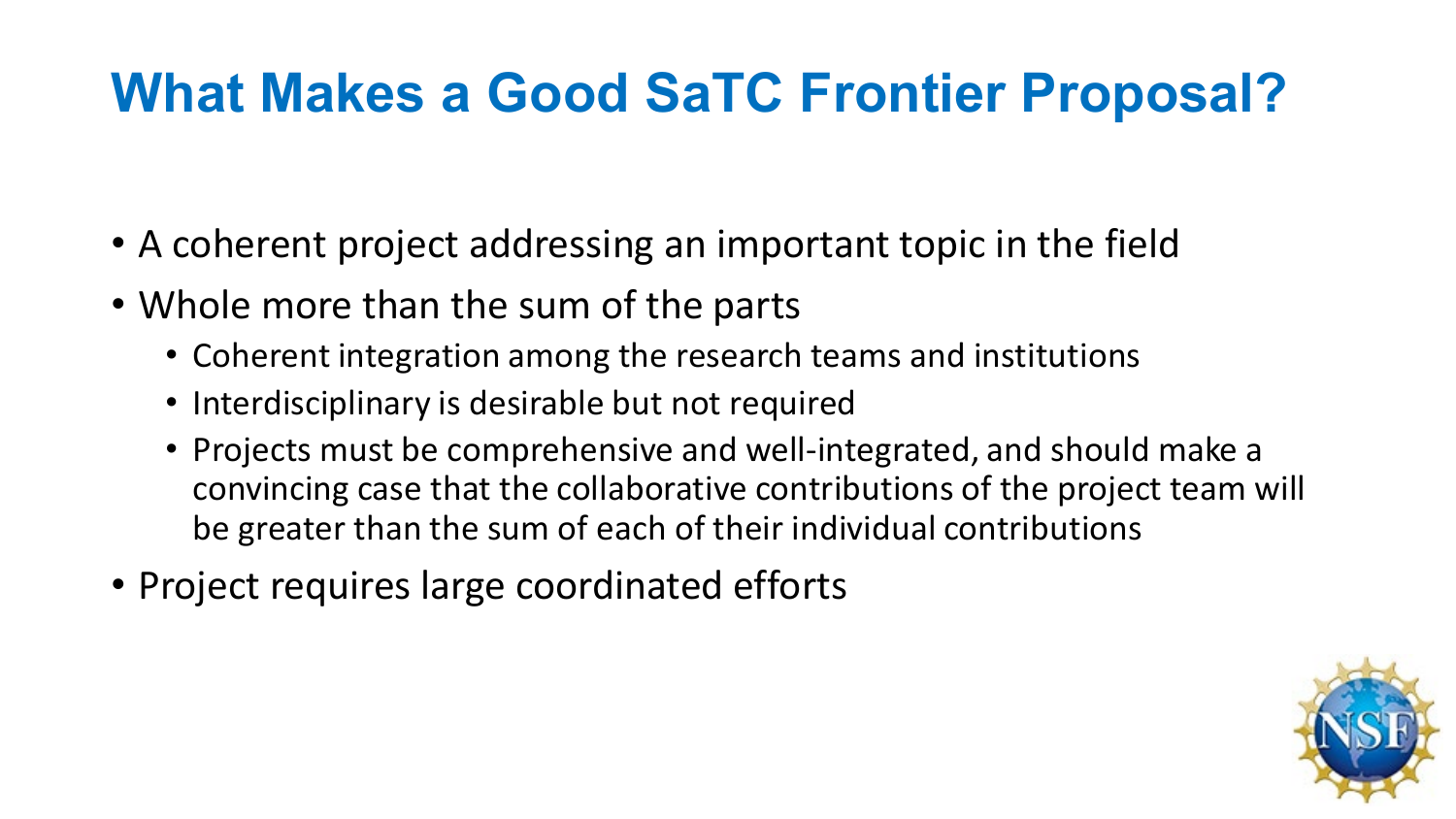# What Makes a Good SaTC Frontier Proposal?

- A coherent project addressing an important topic in the field
- Whole more than the sum of the parts
  - Coherent integration among the research teams and institutions
  - Interdisciplinary is desirable but not required
  - Projects must be comprehensive and well-integrated, and should make a convincing case that the collaborative contributions of the project team will be greater than the sum of each of their individual contributions
- Project requires large coordinated efforts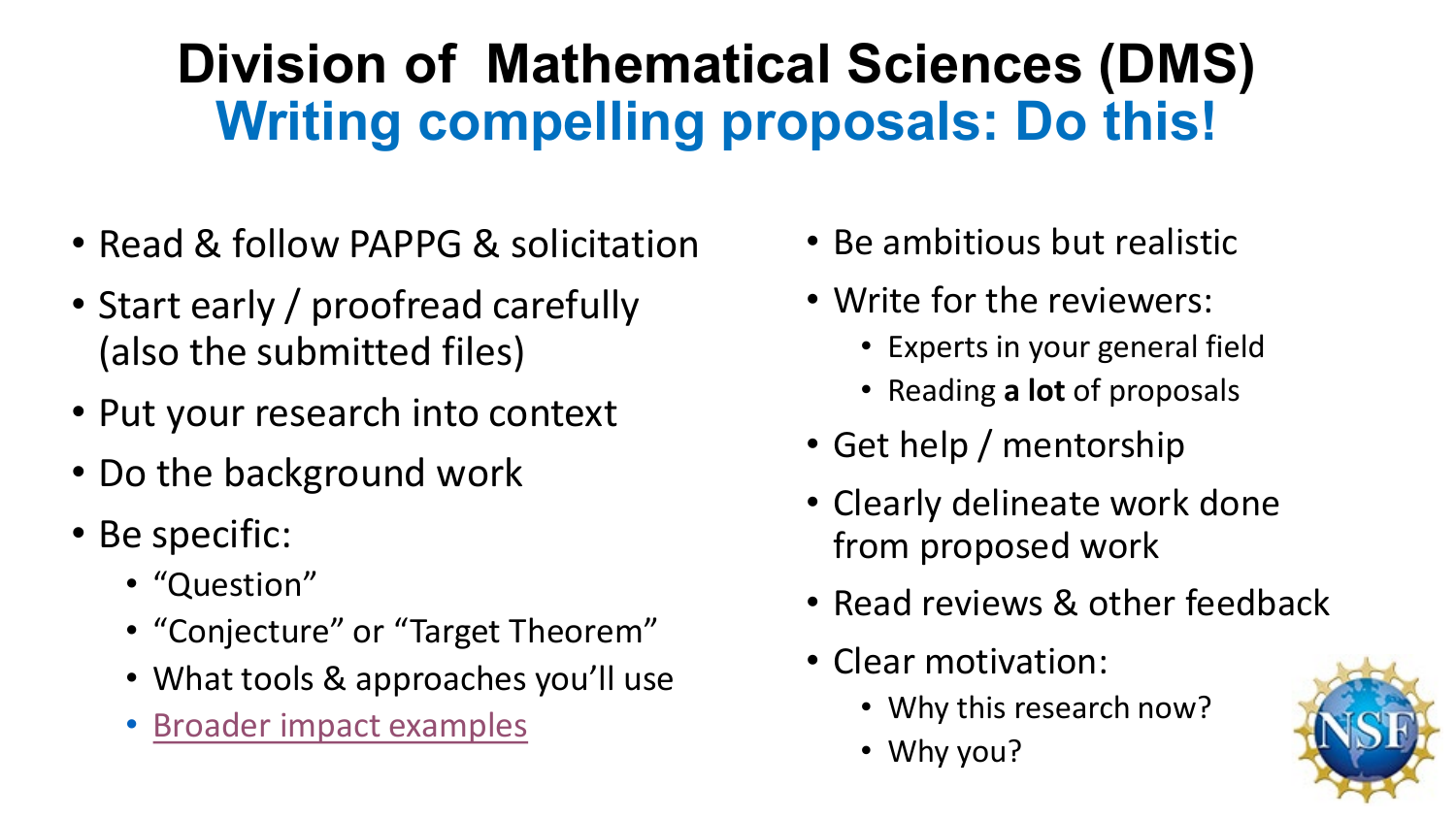# Division of Mathematical Sciences (DMS)

## Writing compelling proposals: Do this!

- Read & follow PAPPG & solicitation
- Start early / proofread carefully (also the submitted files)
- Put your research into context
- Do the background work
- Be specific:
  - "Question"
  - "Conjecture" or "Target Theorem"
  - What tools & approaches you'll use
  - Broader impact examples
- Be ambitious but realistic
- Write for the reviewers:
  - Experts in your general field
  - Reading **a lot** of proposals
- Get help / mentorship
- Clearly delineate work done from proposed work
- Read reviews & other feedback
- Clear motivation:
  - Why this research now?
  - Why you?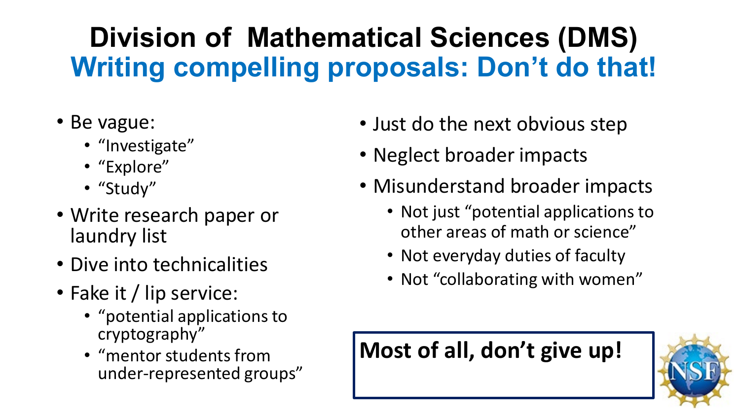# Division of Mathematical Sciences (DMS)

## Writing compelling proposals: Don't do that!

- Be vague:
  - "Investigate"
  - "Explore"
  - "Study"
- Write research paper or laundry list
- Dive into technicalities
- Fake it / lip service:
  - "potential applications to cryptography"
  - "mentor students from under-represented groups"
- Just do the next obvious step
- Neglect broader impacts
- Misunderstand broader impacts
  - Not just "potential applications to other areas of math or science"
  - Not everyday duties of faculty
  - Not "collaborating with women"

**Most of all, don't give up!**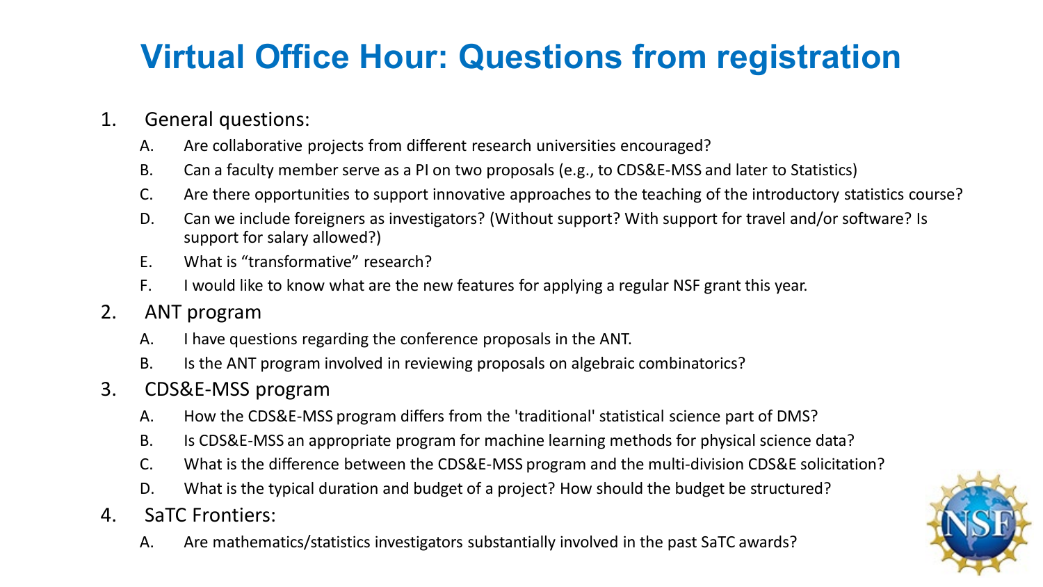# Virtual Office Hour: Questions from registration

1. General questions:
   A. Are collaborative projects from different research universities encouraged?
   B. Can a faculty member serve as a PI on two proposals (e.g., to CDS&E-MSS and later to Statistics)
   C. Are there opportunities to support innovative approaches to the teaching of the introductory statistics course?
   D. Can we include foreigners as investigators? (Without support? With support for travel and/or software? Is support for salary allowed?)
   E. What is "transformative" research?
   F. I would like to know what are the new features for applying a regular NSF grant this year.
2. ANT program
   A. I have questions regarding the conference proposals in the ANT.
   B. Is the ANT program involved in reviewing proposals on algebraic combinatorics?
3. CDS&E-MSS program
   A. How the CDS&E-MSS program differs from the 'traditional' statistical science part of DMS?
   B. Is CDS&E-MSS an appropriate program for machine learning methods for physical science data?
   C. What is the difference between the CDS&E-MSS program and the multi-division CDS&E solicitation?
   D. What is the typical duration and budget of a project? How should the budget be structured?
4. SaTC Frontiers:
   A. Are mathematics/statistics investigators substantially involved in the past SaTC awards?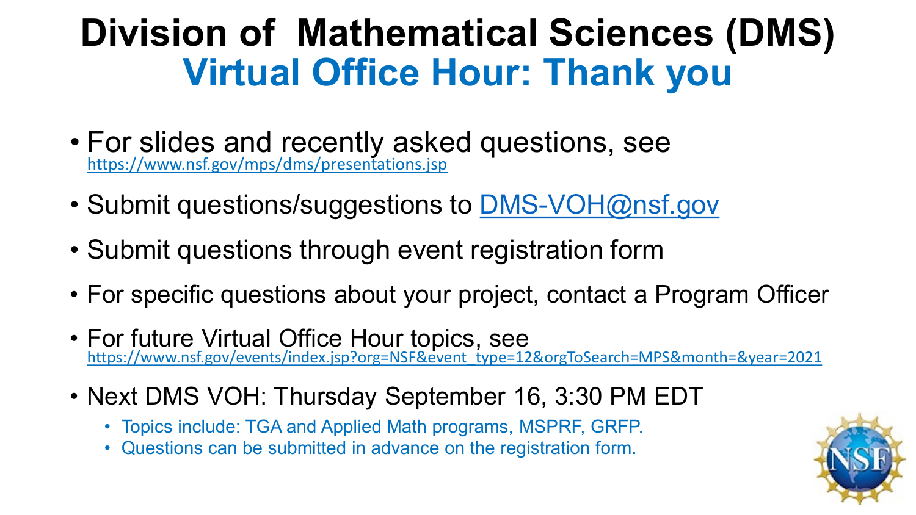# Division of Mathematical Sciences (DMS)
## Virtual Office Hour: Thank you

- For slides and recently asked questions, see https://www.nsf.gov/mps/dms/presentations.jsp
- Submit questions/suggestions to DMS-VOH@nsf.gov
- Submit questions through event registration form
- For specific questions about your project, contact a Program Officer
- For future Virtual Office Hour topics, see https://www.nsf.gov/events/index.jsp?org=NSF&event_type=12&orgToSearch=MPS&month=&year=2021
- Next DMS VOH: Thursday September 16, 3:30 PM EDT
  - Topics include: TGA and Applied Math programs, MSPRF, GRFP.
  - Questions can be submitted in advance on the registration form.